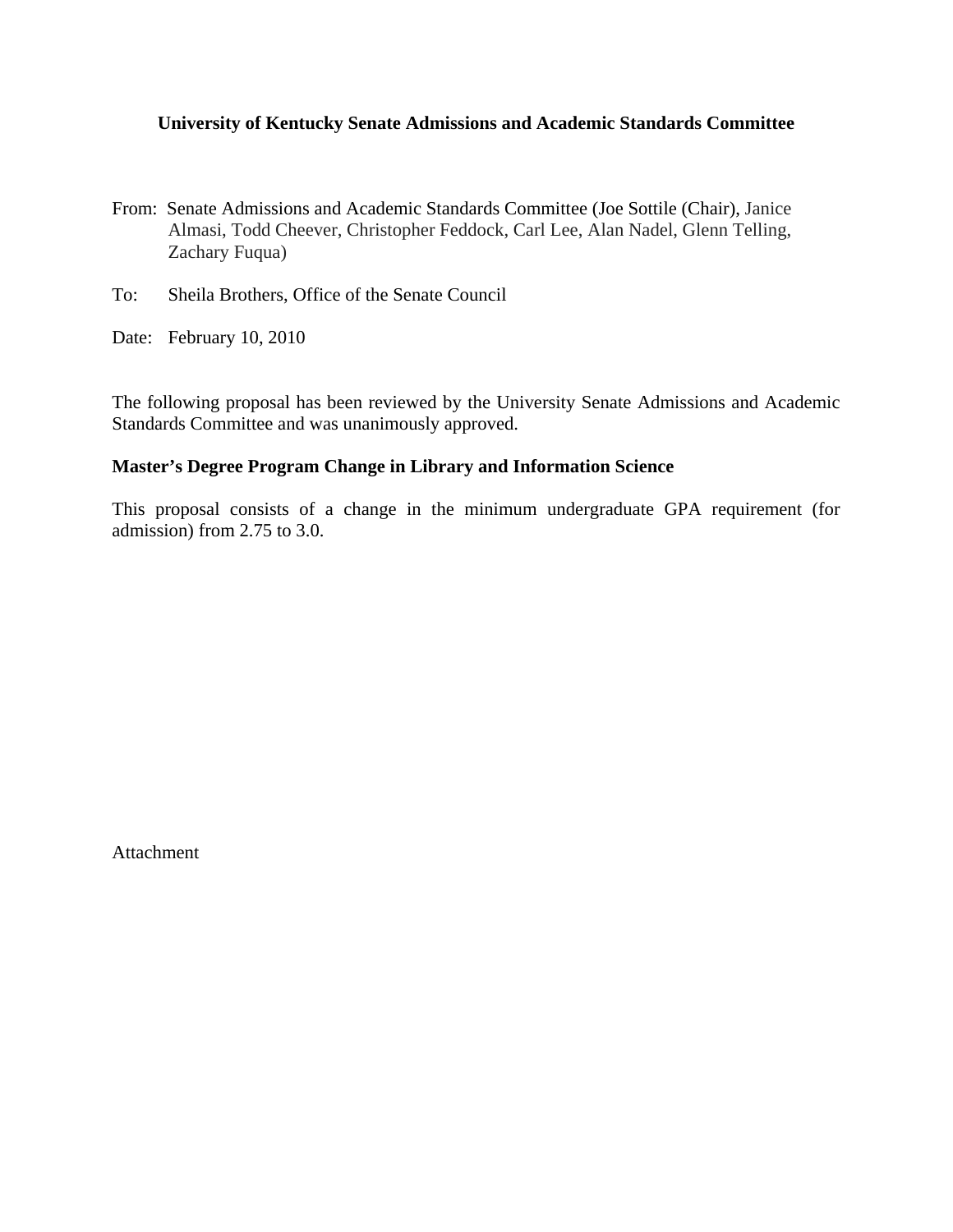**University of Kentucky Senate Admissions and Academic Standards Committee**

From: Senate Admissions and Academic Standards Committee (Joe Sottile (Chair), Janice Almasi, Todd Cheever, Christopher Feddock, Carl Lee, Alan Nadel, Glenn Telling, Zachary Fuqua)

To: Sheila Brothers, Office of the Senate Council

Date: February 10, 2010

The following proposal has been reviewed by the University Senate Admissions and Academic Standards Committee and was unanimously approved.

**Master's Degree Program Change in Library and Information Science**

This proposal consists of a change in the minimum undergraduate GPA requirement (for admission) from 2.75 to 3.0.

Attachment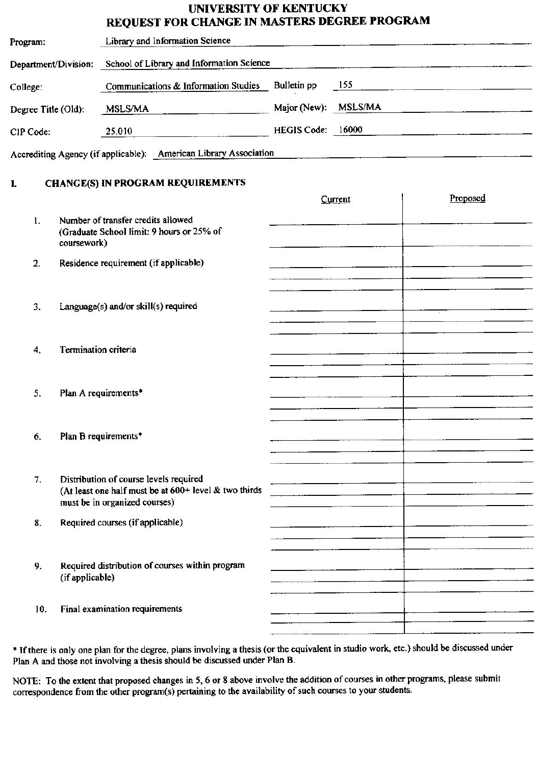# UNIVERSITY OF KENTUCKY
# REQUEST FOR CHANGE IN MASTERS DEGREE PROGRAM

Program: Library and Information Science

Department/Division: School of Library and Information Science

College: Communications & Information Studies Bulletin pp 155

Degree Title (Old): MSLS/MA Major (New): MSLS/MA

CIP Code: 25.010 HEGIS Code: 16000

Accrediting Agency (if applicable): American Library Association

## I. CHANGE(S) IN PROGRAM REQUIREMENTS

| | Current | Proposed |
|---|---|---|
| 1. Number of transfer credits allowed (Graduate School limit: 9 hours or 25% of coursework) | | |
| 2. Residence requirement (if applicable) | | |
| 3. Language(s) and/or skill(s) required | | |
| 4. Termination criteria | | |
| 5. Plan A requirements* | | |
| 6. Plan B requirements* | | |
| 7. Distribution of course levels required (At least one half must be at 600+ level & two thirds must be in organized courses) | | |
| 8. Required courses (if applicable) | | |
| 9. Required distribution of courses within program (if applicable) | | |
| 10. Final examination requirements | | |

* If there is only one plan for the degree, plans involving a thesis (or the equivalent in studio work, etc.) should be discussed under Plan A and those not involving a thesis should be discussed under Plan B.

NOTE: To the extent that proposed changes in 5, 6 or 8 above involve the addition of courses in other programs, please submit correspondence from the other program(s) pertaining to the availability of such courses to your students.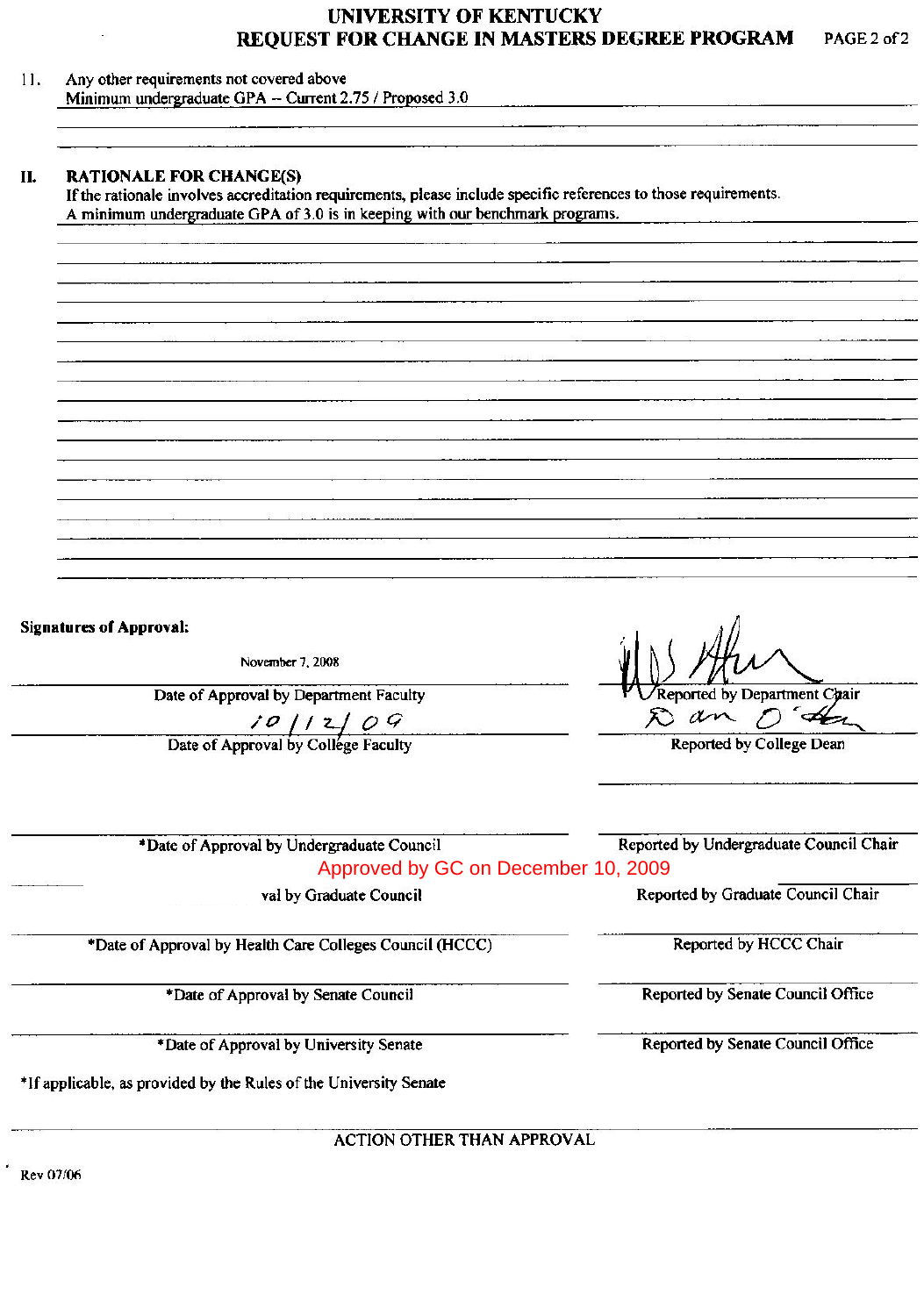UNIVERSITY OF KENTUCKY
REQUEST FOR CHANGE IN MASTERS DEGREE PROGRAM

11. Any other requirements not covered above
Minimum undergraduate GPA -- Current 2.75 / Proposed 3.0

## II. RATIONALE FOR CHANGE(S)

If the rationale involves accreditation requirements, please include specific references to those requirements.
A minimum undergraduate GPA of 3.0 is in keeping with our benchmark programs.

**Signatures of Approval:**

| | |
|---|---|
| November 7, 2008 | |
| Date of Approval by Department Faculty | Reported by Department Chair |
| 10/12/09 | |
| Date of Approval by College Faculty | Reported by College Dean |
| *Date of Approval by Undergraduate Council | Reported by Undergraduate Council Chair |
| Approved by GC on December 10, 2009 | |
| val by Graduate Council | Reported by Graduate Council Chair |
| *Date of Approval by Health Care Colleges Council (HCCC) | Reported by HCCC Chair |
| *Date of Approval by Senate Council | Reported by Senate Council Office |
| *Date of Approval by University Senate | Reported by Senate Council Office |

*If applicable, as provided by the Rules of the University Senate

ACTION OTHER THAN APPROVAL

Rev 07/06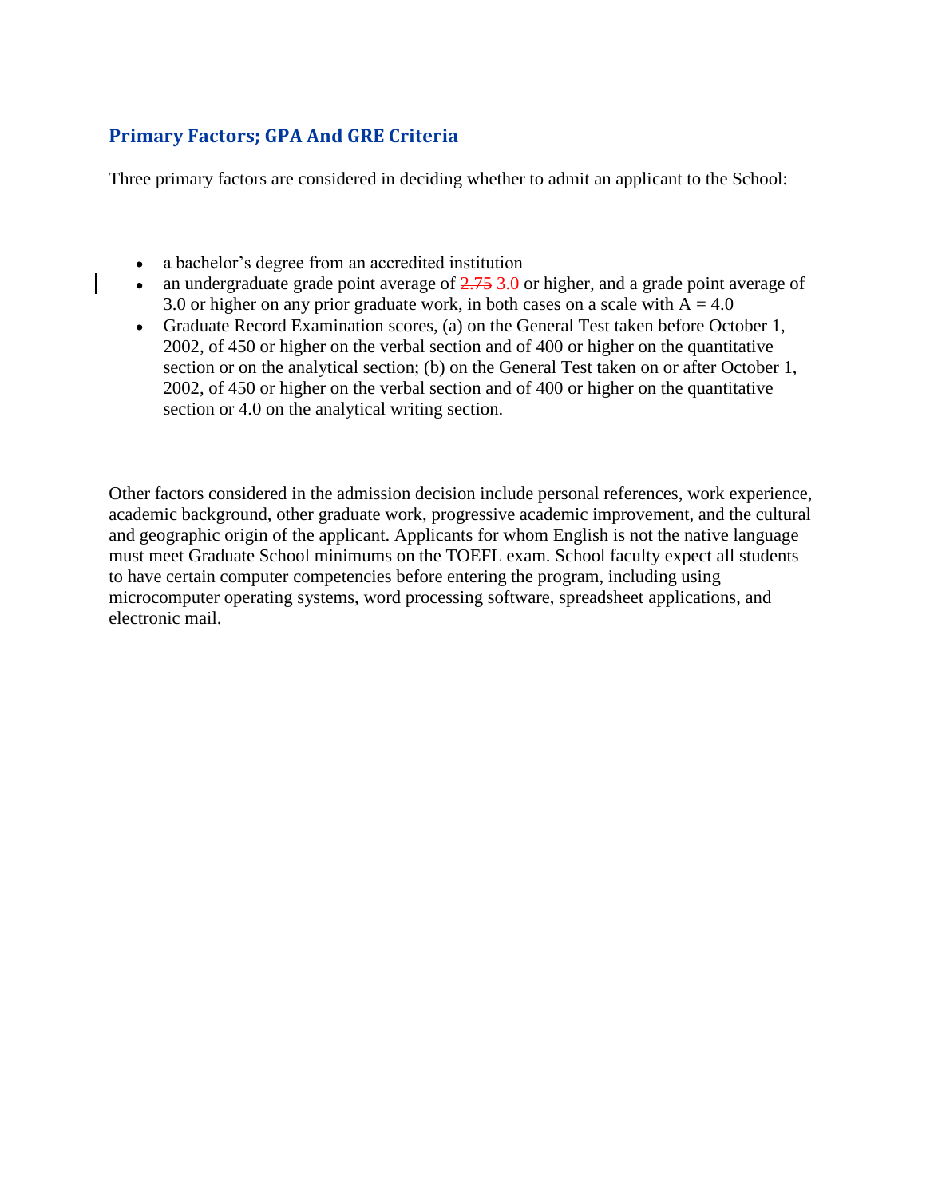## Primary Factors; GPA And GRE Criteria

Three primary factors are considered in deciding whether to admit an applicant to the School:

- a bachelor's degree from an accredited institution
- an undergraduate grade point average of ~~2.75~~ 3.0 or higher, and a grade point average of 3.0 or higher on any prior graduate work, in both cases on a scale with A = 4.0
- Graduate Record Examination scores, (a) on the General Test taken before October 1, 2002, of 450 or higher on the verbal section and of 400 or higher on the quantitative section or on the analytical section; (b) on the General Test taken on or after October 1, 2002, of 450 or higher on the verbal section and of 400 or higher on the quantitative section or 4.0 on the analytical writing section.

Other factors considered in the admission decision include personal references, work experience, academic background, other graduate work, progressive academic improvement, and the cultural and geographic origin of the applicant. Applicants for whom English is not the native language must meet Graduate School minimums on the TOEFL exam. School faculty expect all students to have certain computer competencies before entering the program, including using microcomputer operating systems, word processing software, spreadsheet applications, and electronic mail.